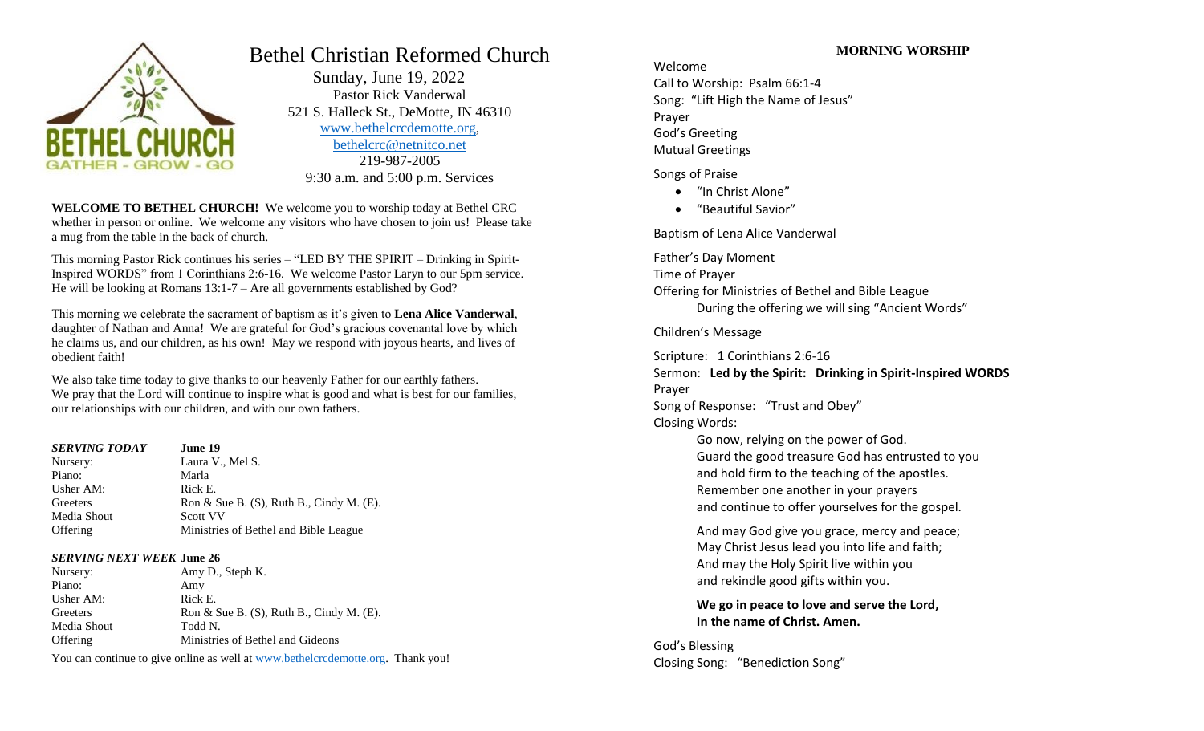# Bethel Christian Reformed Church

Sunday, June 19, 2022
Pastor Rick Vanderwal
521 S. Halleck St., DeMotte, IN 46310
www.bethelcrcdemotte.org,
bethelcrc@netnitco.net
219-987-2005
9:30 a.m. and 5:00 p.m. Services

**WELCOME TO BETHEL CHURCH!** We welcome you to worship today at Bethel CRC whether in person or online. We welcome any visitors who have chosen to join us! Please take a mug from the table in the back of church.

This morning Pastor Rick continues his series – "LED BY THE SPIRIT – Drinking in Spirit-Inspired WORDS" from 1 Corinthians 2:6-16. We welcome Pastor Laryn to our 5pm service. He will be looking at Romans 13:1-7 – Are all governments established by God?

This morning we celebrate the sacrament of baptism as it's given to **Lena Alice Vanderwal**, daughter of Nathan and Anna! We are grateful for God's gracious covenantal love by which he claims us, and our children, as his own! May we respond with joyous hearts, and lives of obedient faith!

We also take time today to give thanks to our heavenly Father for our earthly fathers. We pray that the Lord will continue to inspire what is good and what is best for our families, our relationships with our children, and with our own fathers.

| ***SERVING TODAY*** | **June 19** |
|---|---|
| Nursery: | Laura V., Mel S. |
| Piano: | Marla |
| Usher AM: | Rick E. |
| Greeters | Ron & Sue B. (S), Ruth B., Cindy M. (E). |
| Media Shout | Scott VV |
| Offering | Ministries of Bethel and Bible League |

| ***SERVING NEXT WEEK*** | **June 26** |
|---|---|
| Nursery: | Amy D., Steph K. |
| Piano: | Amy |
| Usher AM: | Rick E. |
| Greeters | Ron & Sue B. (S), Ruth B., Cindy M. (E). |
| Media Shout | Todd N. |
| Offering | Ministries of Bethel and Gideons |

You can continue to give online as well at www.bethelcrcdemotte.org. Thank you!

## MORNING WORSHIP

Welcome
Call to Worship: Psalm 66:1-4
Song: "Lift High the Name of Jesus"
Prayer
God's Greeting
Mutual Greetings

Songs of Praise

- "In Christ Alone"
- "Beautiful Savior"

Baptism of Lena Alice Vanderwal

Father's Day Moment
Time of Prayer
Offering for Ministries of Bethel and Bible League
During the offering we will sing "Ancient Words"

Children's Message

Scripture: 1 Corinthians 2:6-16
Sermon: **Led by the Spirit: Drinking in Spirit-Inspired WORDS**
Prayer
Song of Response: "Trust and Obey"
Closing Words:

Go now, relying on the power of God.
Guard the good treasure God has entrusted to you
and hold firm to the teaching of the apostles.
Remember one another in your prayers
and continue to offer yourselves for the gospel.

And may God give you grace, mercy and peace;
May Christ Jesus lead you into life and faith;
And may the Holy Spirit live within you
and rekindle good gifts within you.

**We go in peace to love and serve the Lord,**
**In the name of Christ. Amen.**

God's Blessing
Closing Song: "Benediction Song"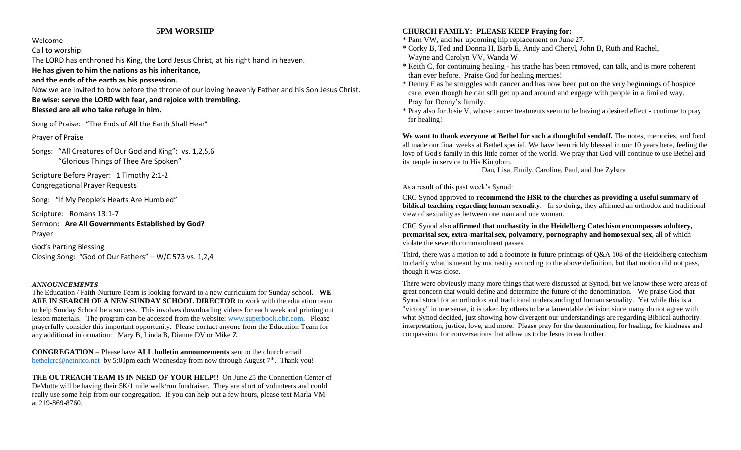## 5PM WORSHIP

Welcome

Call to worship:

The LORD has enthroned his King, the Lord Jesus Christ, at his right hand in heaven.

**He has given to him the nations as his inheritance,**

**and the ends of the earth as his possession.**

Now we are invited to bow before the throne of our loving heavenly Father and his Son Jesus Christ.

**Be wise: serve the LORD with fear, and rejoice with trembling.**

**Blessed are all who take refuge in him.**

Song of Praise: "The Ends of All the Earth Shall Hear"

Prayer of Praise

Songs: "All Creatures of Our God and King": vs. 1,2,5,6
"Glorious Things of Thee Are Spoken"

Scripture Before Prayer: 1 Timothy 2:1-2
Congregational Prayer Requests

Song: "If My People's Hearts Are Humbled"

Scripture: Romans 13:1-7
Sermon: **Are All Governments Established by God?**
Prayer

God's Parting Blessing
Closing Song: "God of Our Fathers" – W/C 573 vs. 1,2,4

### *ANNOUNCEMENTS*

The Education / Faith-Nurture Team is looking forward to a new curriculum for Sunday school. **WE ARE IN SEARCH OF A NEW SUNDAY SCHOOL DIRECTOR** to work with the education team to help Sunday School be a success. This involves downloading videos for each week and printing out lesson materials. The program can be accessed from the website: www.superbook.cbn.com. Please prayerfully consider this important opportunity. Please contact anyone from the Education Team for any additional information: Mary B, Linda B, Dianne DV or Mike Z.

**CONGREGATION** – Please have **ALL bulletin announcements** sent to the church email bethelcrc@netnitco.net by 5:00pm each Wednesday from now through August 7th. Thank you!

**THE OUTREACH TEAM IS IN NEED OF YOUR HELP!!** On June 25 the Connection Center of DeMotte will be having their 5K/1 mile walk/run fundraiser. They are short of volunteers and could really use some help from our congregation. If you can help out a few hours, please text Marla VM at 219-869-8760.

**CHURCH FAMILY: PLEASE KEEP Praying for:**

* Pam VW, and her upcoming hip replacement on June 27.
* Corky B, Ted and Donna H, Barb E, Andy and Cheryl, John B, Ruth and Rachel, Wayne and Carolyn VV, Wanda W
* Keith C, for continuing healing - his trache has been removed, can talk, and is more coherent than ever before. Praise God for healing mercies!
* Denny F as he struggles with cancer and has now been put on the very beginnings of hospice care, even though he can still get up and around and engage with people in a limited way. Pray for Denny's family.
* Pray also for Josie V, whose cancer treatments seem to be having a desired effect - continue to pray for healing!

**We want to thank everyone at Bethel for such a thoughtful sendoff.** The notes, memories, and food all made our final weeks at Bethel special. We have been richly blessed in our 10 years here, feeling the love of God's family in this little corner of the world. We pray that God will continue to use Bethel and its people in service to His Kingdom.

Dan, Lisa, Emily, Caroline, Paul, and Joe Zylstra

As a result of this past week's Synod:

CRC Synod approved to **recommend the HSR to the churches as providing a useful summary of biblical teaching regarding human sexuality**. In so doing, they affirmed an orthodox and traditional view of sexuality as between one man and one woman.

CRC Synod also **affirmed that unchastity in the Heidelberg Catechism encompasses adultery, premarital sex, extra-marital sex, polyamory, pornography and homosexual sex**, all of which violate the seventh commandment passes

Third, there was a motion to add a footnote in future printings of Q&A 108 of the Heidelberg catechism to clarify what is meant by unchastity according to the above definition, but that motion did not pass, though it was close.

There were obviously many more things that were discussed at Synod, but we know these were areas of great concern that would define and determine the future of the denomination. We praise God that Synod stood for an orthodox and traditional understanding of human sexuality. Yet while this is a "victory" in one sense, it is taken by others to be a lamentable decision since many do not agree with what Synod decided, just showing how divergent our understandings are regarding Biblical authority, interpretation, justice, love, and more. Please pray for the denomination, for healing, for kindness and compassion, for conversations that allow us to be Jesus to each other.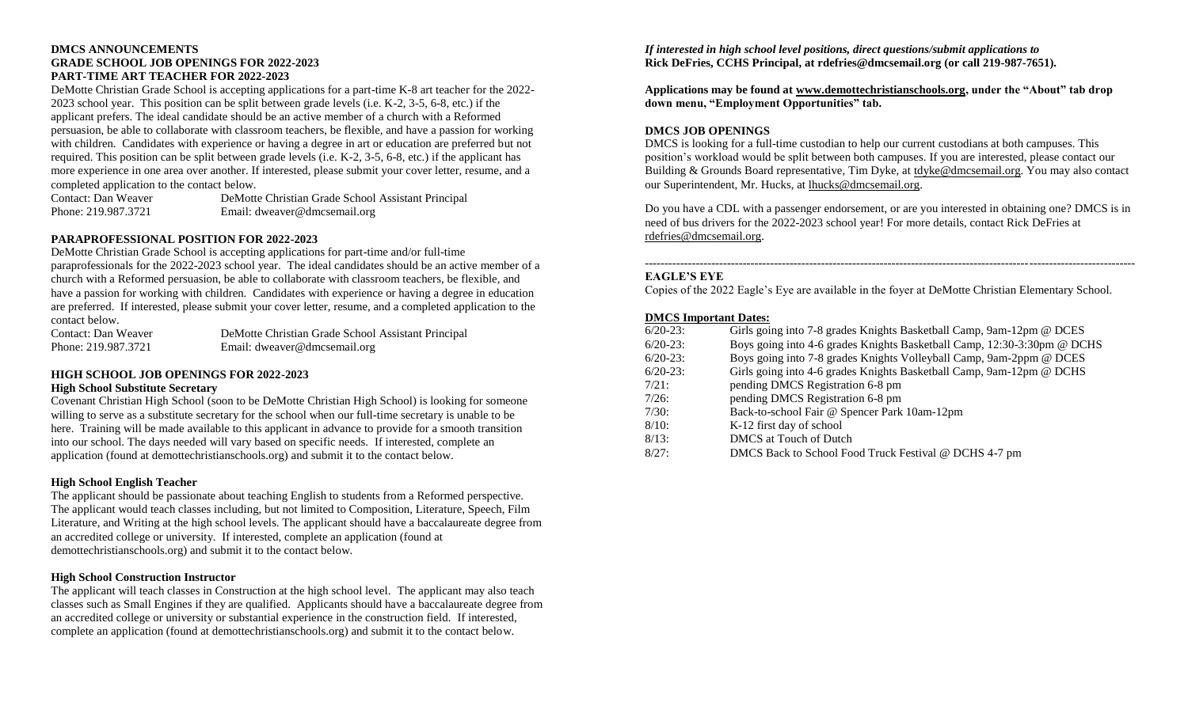**DMCS ANNOUNCEMENTS**
**GRADE SCHOOL JOB OPENINGS FOR 2022-2023**
**PART-TIME ART TEACHER FOR 2022-2023**

DeMotte Christian Grade School is accepting applications for a part-time K-8 art teacher for the 2022-2023 school year. This position can be split between grade levels (i.e. K-2, 3-5, 6-8, etc.) if the applicant prefers. The ideal candidate should be an active member of a church with a Reformed persuasion, be able to collaborate with classroom teachers, be flexible, and have a passion for working with children. Candidates with experience or having a degree in art or education are preferred but not required. This position can be split between grade levels (i.e. K-2, 3-5, 6-8, etc.) if the applicant has more experience in one area over another. If interested, please submit your cover letter, resume, and a completed application to the contact below.

Contact: Dan Weaver — DeMotte Christian Grade School Assistant Principal
Phone: 219.987.3721 — Email: dweaver@dmcsemail.org

**PARAPROFESSIONAL POSITION FOR 2022-2023**

DeMotte Christian Grade School is accepting applications for part-time and/or full-time paraprofessionals for the 2022-2023 school year. The ideal candidates should be an active member of a church with a Reformed persuasion, be able to collaborate with classroom teachers, be flexible, and have a passion for working with children. Candidates with experience or having a degree in education are preferred. If interested, please submit your cover letter, resume, and a completed application to the contact below.

Contact: Dan Weaver — DeMotte Christian Grade School Assistant Principal
Phone: 219.987.3721 — Email: dweaver@dmcsemail.org

**HIGH SCHOOL JOB OPENINGS FOR 2022-2023**

**High School Substitute Secretary**

Covenant Christian High School (soon to be DeMotte Christian High School) is looking for someone willing to serve as a substitute secretary for the school when our full-time secretary is unable to be here. Training will be made available to this applicant in advance to provide for a smooth transition into our school. The days needed will vary based on specific needs. If interested, complete an application (found at demottechristianschools.org) and submit it to the contact below.

**High School English Teacher**

The applicant should be passionate about teaching English to students from a Reformed perspective. The applicant would teach classes including, but not limited to Composition, Literature, Speech, Film Literature, and Writing at the high school levels. The applicant should have a baccalaureate degree from an accredited college or university. If interested, complete an application (found at demottechristianschools.org) and submit it to the contact below.

**High School Construction Instructor**

The applicant will teach classes in Construction at the high school level. The applicant may also teach classes such as Small Engines if they are qualified. Applicants should have a baccalaureate degree from an accredited college or university or substantial experience in the construction field. If interested, complete an application (found at demottechristianschools.org) and submit it to the contact below.

***If interested in high school level positions, direct questions/submit applications to***
**Rick DeFries, CCHS Principal, at rdefries@dmcsemail.org (or call 219-987-7651).**

**Applications may be found at www.demottechristianschools.org, under the "About" tab drop down menu, "Employment Opportunities" tab.**

**DMCS JOB OPENINGS**

DMCS is looking for a full-time custodian to help our current custodians at both campuses. This position's workload would be split between both campuses. If you are interested, please contact our Building & Grounds Board representative, Tim Dyke, at tdyke@dmcsemail.org. You may also contact our Superintendent, Mr. Hucks, at lhucks@dmcsemail.org.

Do you have a CDL with a passenger endorsement, or are you interested in obtaining one? DMCS is in need of bus drivers for the 2022-2023 school year! For more details, contact Rick DeFries at rdefries@dmcsemail.org.

---

**EAGLE'S EYE**

Copies of the 2022 Eagle's Eye are available in the foyer at DeMotte Christian Elementary School.

**DMCS Important Dates:**

| | |
|---|---|
| 6/20-23: | Girls going into 7-8 grades Knights Basketball Camp, 9am-12pm @ DCES |
| 6/20-23: | Boys going into 4-6 grades Knights Basketball Camp, 12:30-3:30pm @ DCHS |
| 6/20-23: | Boys going into 7-8 grades Knights Volleyball Camp, 9am-2ppm @ DCES |
| 6/20-23: | Girls going into 4-6 grades Knights Basketball Camp, 9am-12pm @ DCHS |
| 7/21: | pending DMCS Registration 6-8 pm |
| 7/26: | pending DMCS Registration 6-8 pm |
| 7/30: | Back-to-school Fair @ Spencer Park 10am-12pm |
| 8/10: | K-12 first day of school |
| 8/13: | DMCS at Touch of Dutch |
| 8/27: | DMCS Back to School Food Truck Festival @ DCHS 4-7 pm |